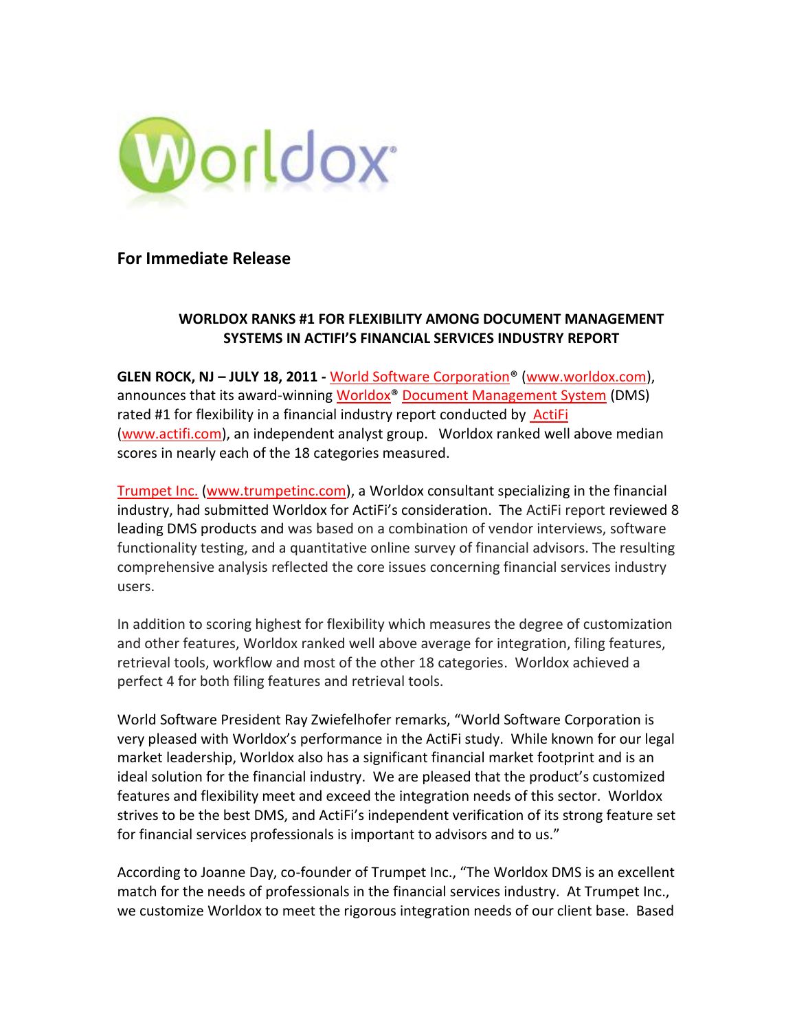**For Immediate Release**

**WORLDOX RANKS #1 FOR FLEXIBILITY AMONG DOCUMENT MANAGEMENT SYSTEMS IN ACTIFI'S FINANCIAL SERVICES INDUSTRY REPORT**

**GLEN ROCK, NJ – JULY 18, 2011 -** World Software Corporation® (www.worldox.com), announces that its award-winning Worldox® Document Management System (DMS) rated #1 for flexibility in a financial industry report conducted by ActiFi (www.actifi.com), an independent analyst group. Worldox ranked well above median scores in nearly each of the 18 categories measured.

Trumpet Inc. (www.trumpetinc.com), a Worldox consultant specializing in the financial industry, had submitted Worldox for ActiFi's consideration. The ActiFi report reviewed 8 leading DMS products and was based on a combination of vendor interviews, software functionality testing, and a quantitative online survey of financial advisors. The resulting comprehensive analysis reflected the core issues concerning financial services industry users.

In addition to scoring highest for flexibility which measures the degree of customization and other features, Worldox ranked well above average for integration, filing features, retrieval tools, workflow and most of the other 18 categories. Worldox achieved a perfect 4 for both filing features and retrieval tools.

World Software President Ray Zwiefelhofer remarks, "World Software Corporation is very pleased with Worldox's performance in the ActiFi study. While known for our legal market leadership, Worldox also has a significant financial market footprint and is an ideal solution for the financial industry. We are pleased that the product's customized features and flexibility meet and exceed the integration needs of this sector. Worldox strives to be the best DMS, and ActiFi's independent verification of its strong feature set for financial services professionals is important to advisors and to us."

According to Joanne Day, co-founder of Trumpet Inc., "The Worldox DMS is an excellent match for the needs of professionals in the financial services industry. At Trumpet Inc., we customize Worldox to meet the rigorous integration needs of our client base. Based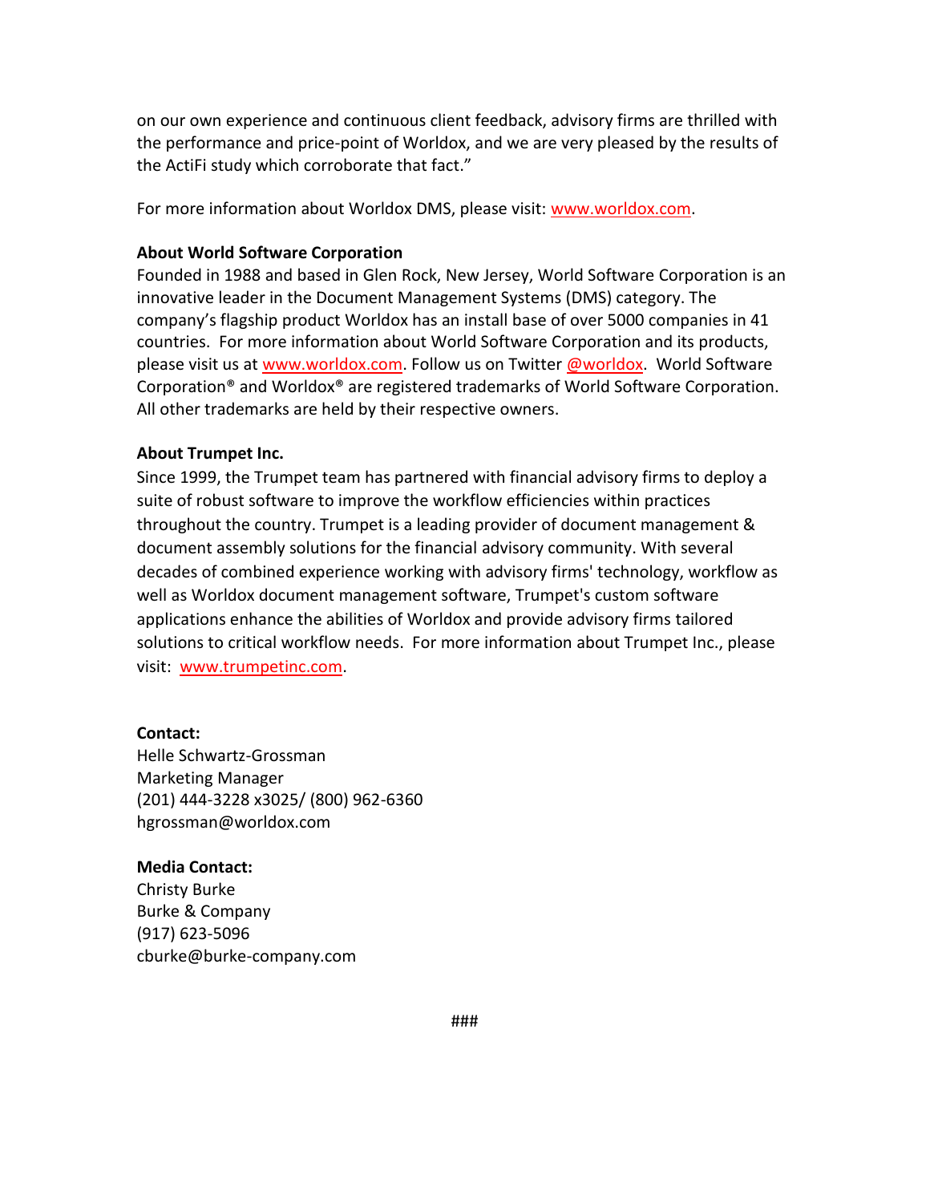on our own experience and continuous client feedback, advisory firms are thrilled with the performance and price-point of Worldox, and we are very pleased by the results of the ActiFi study which corroborate that fact."

For more information about Worldox DMS, please visit: www.worldox.com.

**About World Software Corporation**

Founded in 1988 and based in Glen Rock, New Jersey, World Software Corporation is an innovative leader in the Document Management Systems (DMS) category. The company's flagship product Worldox has an install base of over 5000 companies in 41 countries. For more information about World Software Corporation and its products, please visit us at www.worldox.com. Follow us on Twitter @worldox. World Software Corporation® and Worldox® are registered trademarks of World Software Corporation. All other trademarks are held by their respective owners.

**About Trumpet Inc.**

Since 1999, the Trumpet team has partnered with financial advisory firms to deploy a suite of robust software to improve the workflow efficiencies within practices throughout the country. Trumpet is a leading provider of document management & document assembly solutions for the financial advisory community. With several decades of combined experience working with advisory firms' technology, workflow as well as Worldox document management software, Trumpet's custom software applications enhance the abilities of Worldox and provide advisory firms tailored solutions to critical workflow needs. For more information about Trumpet Inc., please visit: www.trumpetinc.com.

**Contact:**
Helle Schwartz-Grossman
Marketing Manager
(201) 444-3228 x3025/ (800) 962-6360
hgrossman@worldox.com

**Media Contact:**
Christy Burke
Burke & Company
(917) 623-5096
cburke@burke-company.com

###